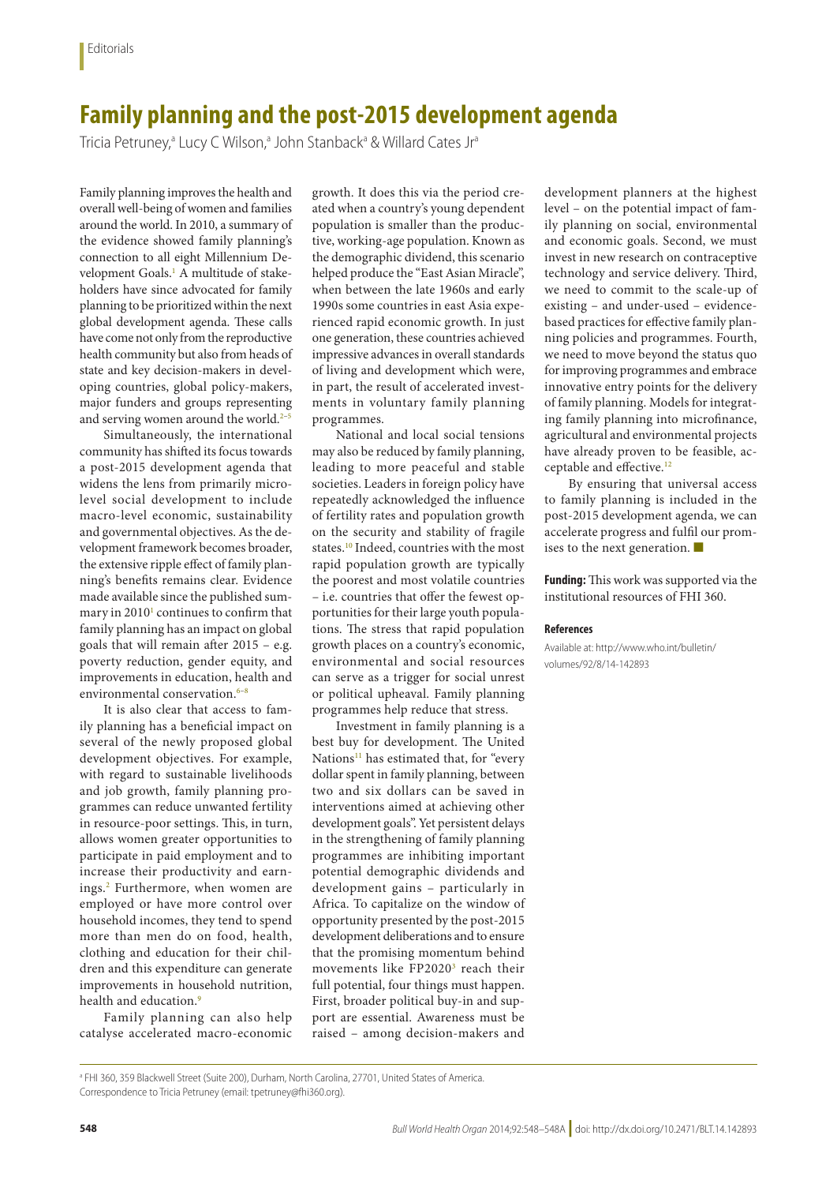Editorials

# Family planning and the post-2015 development agenda

Tricia Petruney,[a] Lucy C Wilson,[a] John Stanback[a] & Willard Cates Jr[a]

Family planning improves the health and overall well-being of women and families around the world. In 2010, a summary of the evidence showed family planning's connection to all eight Millennium Development Goals.[1] A multitude of stakeholders have since advocated for family planning to be prioritized within the next global development agenda. These calls have come not only from the reproductive health community but also from heads of state and key decision-makers in developing countries, global policy-makers, major funders and groups representing and serving women around the world.[2–5]

Simultaneously, the international community has shifted its focus towards a post-2015 development agenda that widens the lens from primarily micro-level social development to include macro-level economic, sustainability and governmental objectives. As the development framework becomes broader, the extensive ripple effect of family planning's benefits remains clear. Evidence made available since the published summary in 2010[1] continues to confirm that family planning has an impact on global goals that will remain after 2015 – e.g. poverty reduction, gender equity, and improvements in education, health and environmental conservation.[6–8]

It is also clear that access to family planning has a beneficial impact on several of the newly proposed global development objectives. For example, with regard to sustainable livelihoods and job growth, family planning programmes can reduce unwanted fertility in resource-poor settings. This, in turn, allows women greater opportunities to participate in paid employment and to increase their productivity and earnings.[2] Furthermore, when women are employed or have more control over household incomes, they tend to spend more than men do on food, health, clothing and education for their children and this expenditure can generate improvements in household nutrition, health and education.[9]

Family planning can also help catalyse accelerated macro-economic growth. It does this via the period created when a country's young dependent population is smaller than the productive, working-age population. Known as the demographic dividend, this scenario helped produce the "East Asian Miracle", when between the late 1960s and early 1990s some countries in east Asia experienced rapid economic growth. In just one generation, these countries achieved impressive advances in overall standards of living and development which were, in part, the result of accelerated investments in voluntary family planning programmes.

National and local social tensions may also be reduced by family planning, leading to more peaceful and stable societies. Leaders in foreign policy have repeatedly acknowledged the influence of fertility rates and population growth on the security and stability of fragile states.[10] Indeed, countries with the most rapid population growth are typically the poorest and most volatile countries – i.e. countries that offer the fewest opportunities for their large youth populations. The stress that rapid population growth places on a country's economic, environmental and social resources can serve as a trigger for social unrest or political upheaval. Family planning programmes help reduce that stress.

Investment in family planning is a best buy for development. The United Nations[11] has estimated that, for "every dollar spent in family planning, between two and six dollars can be saved in interventions aimed at achieving other development goals". Yet persistent delays in the strengthening of family planning programmes are inhibiting important potential demographic dividends and development gains – particularly in Africa. To capitalize on the window of opportunity presented by the post-2015 development deliberations and to ensure that the promising momentum behind movements like FP2020[3] reach their full potential, four things must happen. First, broader political buy-in and support are essential. Awareness must be raised – among decision-makers and development planners at the highest level – on the potential impact of family planning on social, environmental and economic goals. Second, we must invest in new research on contraceptive technology and service delivery. Third, we need to commit to the scale-up of existing – and under-used – evidence-based practices for effective family planning policies and programmes. Fourth, we need to move beyond the status quo for improving programmes and embrace innovative entry points for the delivery of family planning. Models for integrating family planning into microfinance, agricultural and environmental projects have already proven to be feasible, acceptable and effective.[12]

By ensuring that universal access to family planning is included in the post-2015 development agenda, we can accelerate progress and fulfil our promises to the next generation. ■

**Funding:** This work was supported via the institutional resources of FHI 360.

#### References

Available at: http://www.who.int/bulletin/volumes/92/8/14-142893

[a] FHI 360, 359 Blackwell Street (Suite 200), Durham, North Carolina, 27701, United States of America.
Correspondence to Tricia Petruney (email: tpetruney@fhi360.org).

doi: http://dx.doi.org/10.2471/BLT.14.142893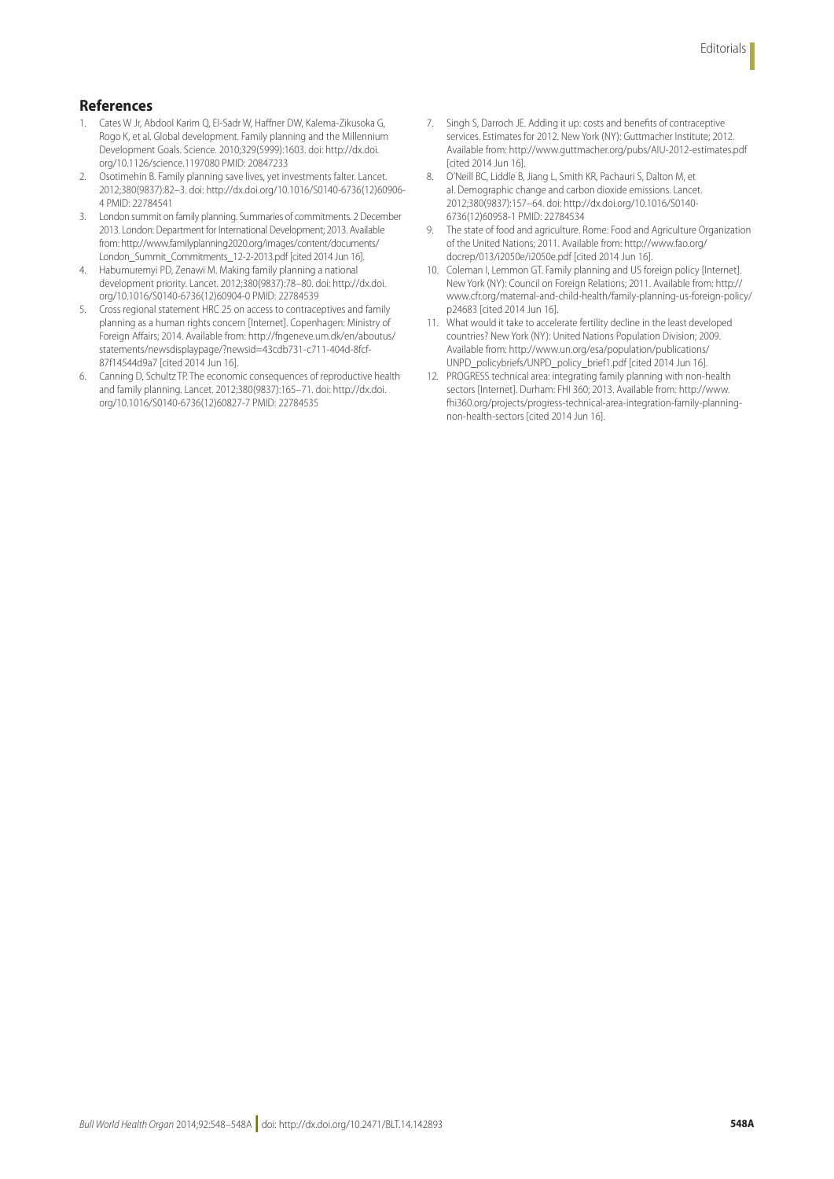## References

1. Cates W Jr, Abdool Karim Q, El-Sadr W, Haffner DW, Kalema-Zikusoka G, Rogo K, et al. Global development. Family planning and the Millennium Development Goals. Science. 2010;329(5999):1603. doi: http://dx.doi.org/10.1126/science.1197080 PMID: 20847233
2. Osotimehin B. Family planning save lives, yet investments falter. Lancet. 2012;380(9837):82–3. doi: http://dx.doi.org/10.1016/S0140-6736(12)60906-4 PMID: 22784541
3. London summit on family planning. Summaries of commitments. 2 December 2013. London: Department for International Development; 2013. Available from: http://www.familyplanning2020.org/images/content/documents/London_Summit_Commitments_12-2-2013.pdf [cited 2014 Jun 16].
4. Habumuremyi PD, Zenawi M. Making family planning a national development priority. Lancet. 2012;380(9837):78–80. doi: http://dx.doi.org/10.1016/S0140-6736(12)60904-0 PMID: 22784539
5. Cross regional statement HRC 25 on access to contraceptives and family planning as a human rights concern [Internet]. Copenhagen: Ministry of Foreign Affairs; 2014. Available from: http://fngeneve.um.dk/en/aboutus/statements/newsdisplaypage/?newsid=43cdb731-c711-404d-8fcf-87f14544d9a7 [cited 2014 Jun 16].
6. Canning D, Schultz TP. The economic consequences of reproductive health and family planning. Lancet. 2012;380(9837):165–71. doi: http://dx.doi.org/10.1016/S0140-6736(12)60827-7 PMID: 22784535
7. Singh S, Darroch JE. Adding it up: costs and benefits of contraceptive services. Estimates for 2012. New York (NY): Guttmacher Institute; 2012. Available from: http://www.guttmacher.org/pubs/AIU-2012-estimates.pdf [cited 2014 Jun 16].
8. O'Neill BC, Liddle B, Jiang L, Smith KR, Pachauri S, Dalton M, et al. Demographic change and carbon dioxide emissions. Lancet. 2012;380(9837):157–64. doi: http://dx.doi.org/10.1016/S0140-6736(12)60958-1 PMID: 22784534
9. The state of food and agriculture. Rome: Food and Agriculture Organization of the United Nations; 2011. Available from: http://www.fao.org/docrep/013/i2050e/i2050e.pdf [cited 2014 Jun 16].
10. Coleman I, Lemmon GT. Family planning and US foreign policy [Internet]. New York (NY): Council on Foreign Relations; 2011. Available from: http://www.cfr.org/maternal-and-child-health/family-planning-us-foreign-policy/p24683 [cited 2014 Jun 16].
11. What would it take to accelerate fertility decline in the least developed countries? New York (NY): United Nations Population Division; 2009. Available from: http://www.un.org/esa/population/publications/UNPD_policybriefs/UNPD_policy_brief1.pdf [cited 2014 Jun 16].
12. PROGRESS technical area: integrating family planning with non-health sectors [Internet]. Durham: FHI 360; 2013. Available from: http://www.fhi360.org/projects/progress-technical-area-integration-family-planning-non-health-sectors [cited 2014 Jun 16].